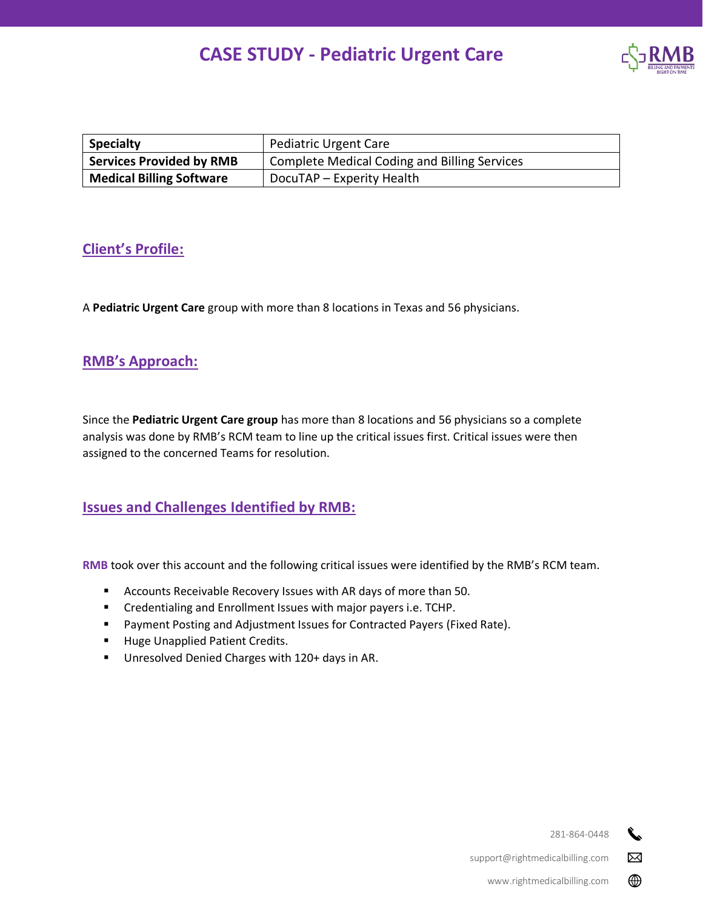# CASE STUDY - Pediatric Urgent Care

| Specialty | Pediatric Urgent Care |
| --- | --- |
| Services Provided by RMB | Complete Medical Coding and Billing Services |
| Medical Billing Software | DocuTAP – Experity Health |

## Client's Profile:

A **Pediatric Urgent Care** group with more than 8 locations in Texas and 56 physicians.

## RMB's Approach:

Since the **Pediatric Urgent Care group** has more than 8 locations and 56 physicians so a complete analysis was done by RMB's RCM team to line up the critical issues first. Critical issues were then assigned to the concerned Teams for resolution.

## Issues and Challenges Identified by RMB:

**RMB** took over this account and the following critical issues were identified by the RMB's RCM team.

- Accounts Receivable Recovery Issues with AR days of more than 50.
- Credentialing and Enrollment Issues with major payers i.e. TCHP.
- Payment Posting and Adjustment Issues for Contracted Payers (Fixed Rate).
- Huge Unapplied Patient Credits.
- Unresolved Denied Charges with 120+ days in AR.

281-864-0448

support@rightmedicalbilling.com

www.rightmedicalbilling.com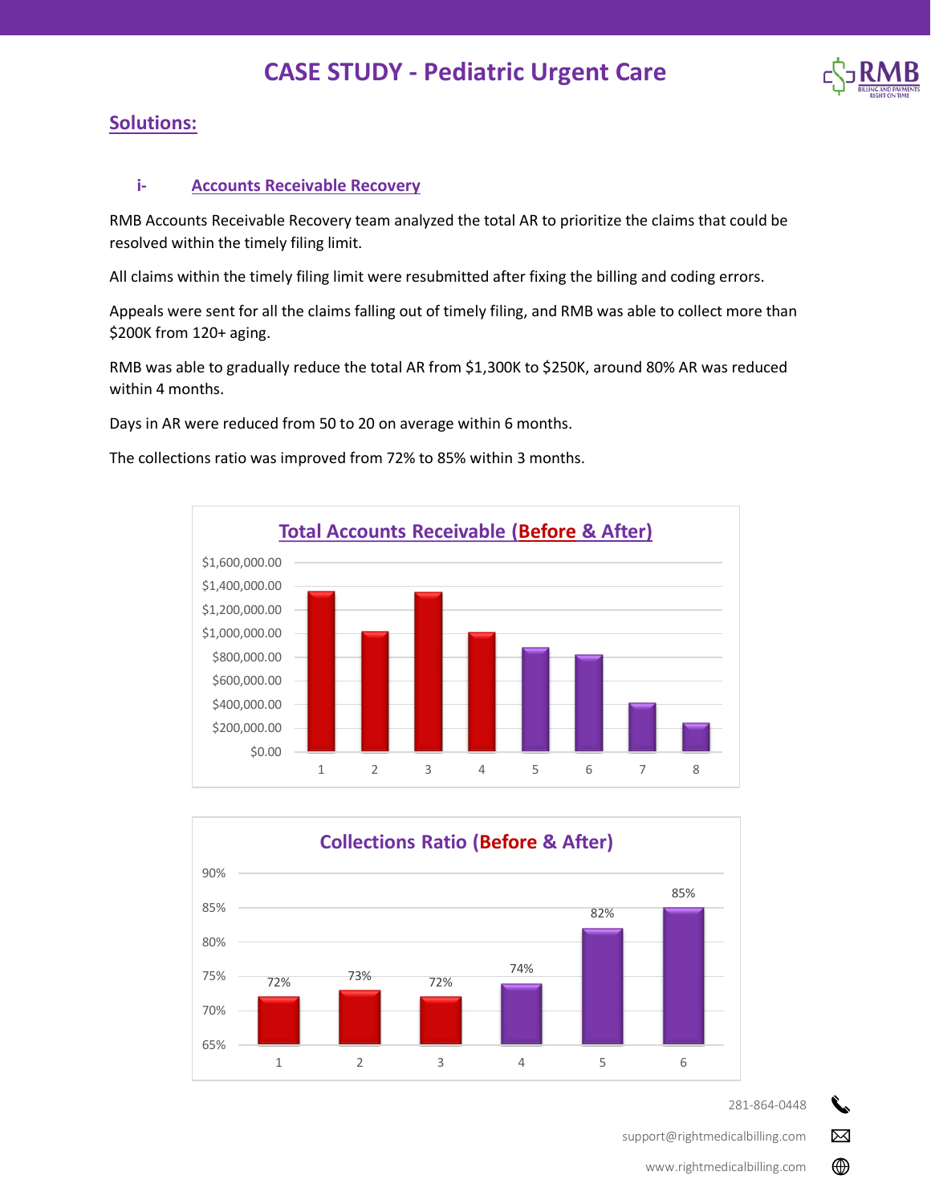# CASE STUDY - Pediatric Urgent Care

## Solutions:

### i- Accounts Receivable Recovery

RMB Accounts Receivable Recovery team analyzed the total AR to prioritize the claims that could be resolved within the timely filing limit.

All claims within the timely filing limit were resubmitted after fixing the billing and coding errors.

Appeals were sent for all the claims falling out of timely filing, and RMB was able to collect more than $200K from 120+ aging.

RMB was able to gradually reduce the total AR from $1,300K to $250K, around 80% AR was reduced within 4 months.

Days in AR were reduced from 50 to 20 on average within 6 months.

The collections ratio was improved from 72% to 85% within 3 months.

**Total Accounts Receivable (Before & After)**

**Collections Ratio (Before & After)**

| | 1 | 2 | 3 | 4 | 5 | 6 |
|---|---|---|---|---|---|---|
| Collections Ratio | 72% | 73% | 72% | 74% | 82% | 85% |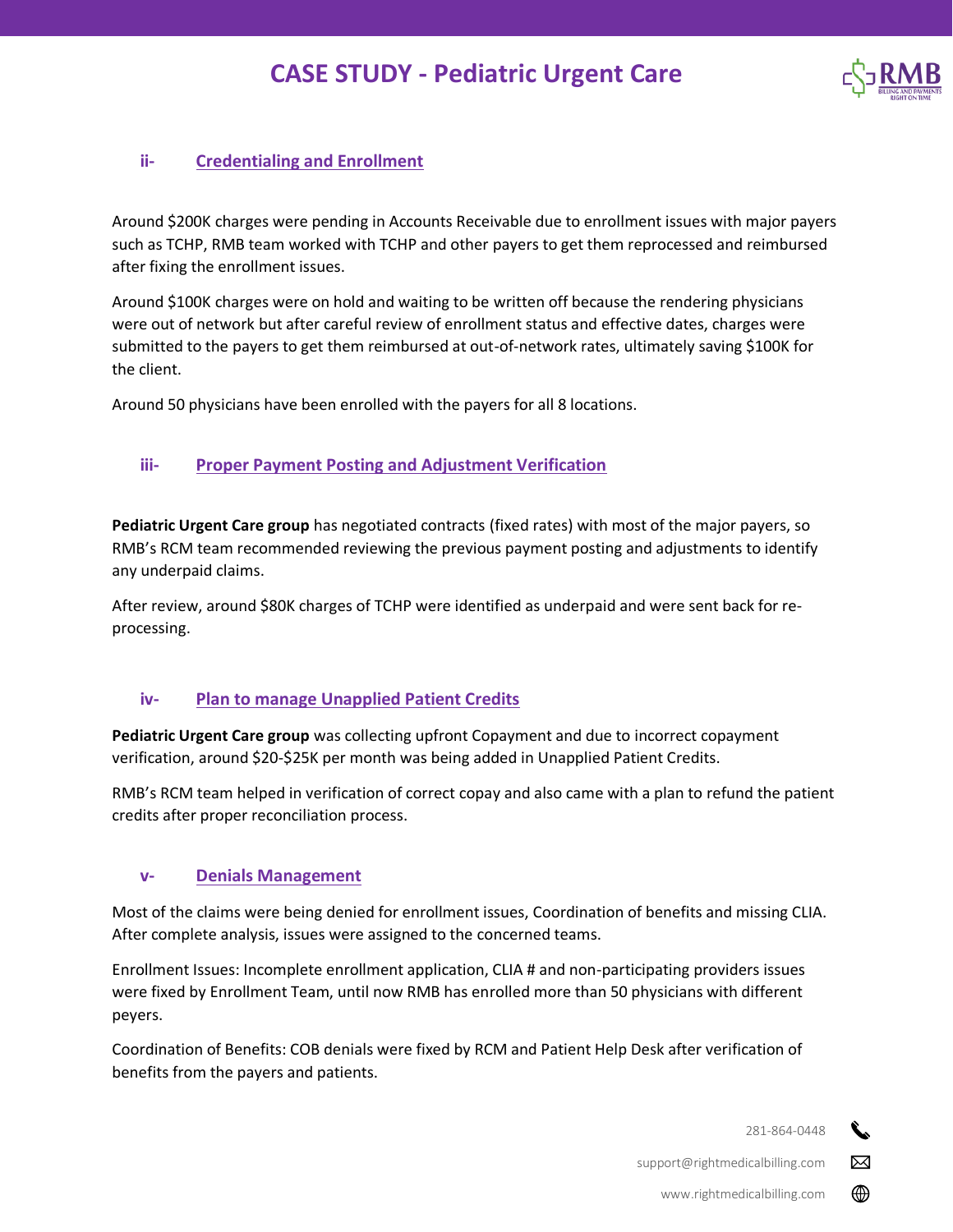### ii- Credentialing and Enrollment

Around $200K charges were pending in Accounts Receivable due to enrollment issues with major payers such as TCHP, RMB team worked with TCHP and other payers to get them reprocessed and reimbursed after fixing the enrollment issues.

Around $100K charges were on hold and waiting to be written off because the rendering physicians were out of network but after careful review of enrollment status and effective dates, charges were submitted to the payers to get them reimbursed at out-of-network rates, ultimately saving $100K for the client.

Around 50 physicians have been enrolled with the payers for all 8 locations.

### iii- Proper Payment Posting and Adjustment Verification

**Pediatric Urgent Care group** has negotiated contracts (fixed rates) with most of the major payers, so RMB's RCM team recommended reviewing the previous payment posting and adjustments to identify any underpaid claims.

After review, around $80K charges of TCHP were identified as underpaid and were sent back for re-processing.

### iv- Plan to manage Unapplied Patient Credits

**Pediatric Urgent Care group** was collecting upfront Copayment and due to incorrect copayment verification, around $20-$25K per month was being added in Unapplied Patient Credits.

RMB's RCM team helped in verification of correct copay and also came with a plan to refund the patient credits after proper reconciliation process.

### v- Denials Management

Most of the claims were being denied for enrollment issues, Coordination of benefits and missing CLIA. After complete analysis, issues were assigned to the concerned teams.

Enrollment Issues: Incomplete enrollment application, CLIA # and non-participating providers issues were fixed by Enrollment Team, until now RMB has enrolled more than 50 physicians with different peyers.

Coordination of Benefits: COB denials were fixed by RCM and Patient Help Desk after verification of benefits from the payers and patients.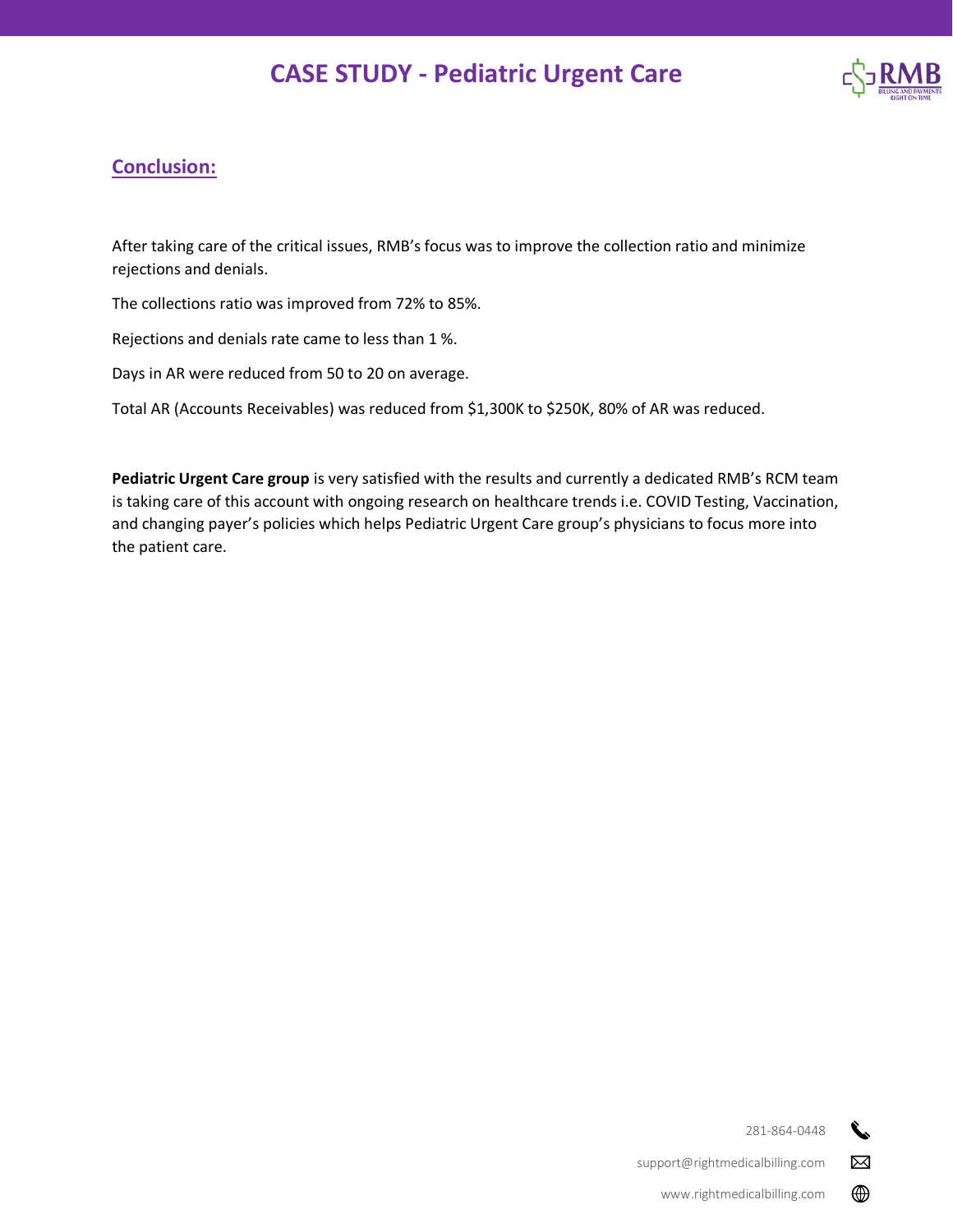## Conclusion:

After taking care of the critical issues, RMB's focus was to improve the collection ratio and minimize rejections and denials.

The collections ratio was improved from 72% to 85%.

Rejections and denials rate came to less than 1 %.

Days in AR were reduced from 50 to 20 on average.

Total AR (Accounts Receivables) was reduced from $1,300K to $250K, 80% of AR was reduced.

**Pediatric Urgent Care group** is very satisfied with the results and currently a dedicated RMB's RCM team is taking care of this account with ongoing research on healthcare trends i.e. COVID Testing, Vaccination, and changing payer's policies which helps Pediatric Urgent Care group's physicians to focus more into the patient care.